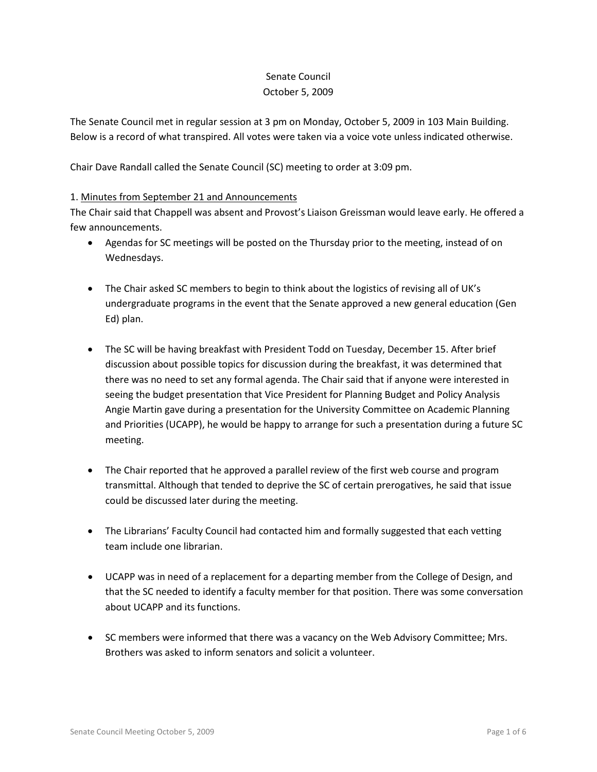# Senate Council
## October 5, 2009

The Senate Council met in regular session at 3 pm on Monday, October 5, 2009 in 103 Main Building. Below is a record of what transpired. All votes were taken via a voice vote unless indicated otherwise.

Chair Dave Randall called the Senate Council (SC) meeting to order at 3:09 pm.

1. <u>Minutes from September 21 and Announcements</u>

The Chair said that Chappell was absent and Provost's Liaison Greissman would leave early. He offered a few announcements.

- Agendas for SC meetings will be posted on the Thursday prior to the meeting, instead of on Wednesdays.

- The Chair asked SC members to begin to think about the logistics of revising all of UK's undergraduate programs in the event that the Senate approved a new general education (Gen Ed) plan.

- The SC will be having breakfast with President Todd on Tuesday, December 15. After brief discussion about possible topics for discussion during the breakfast, it was determined that there was no need to set any formal agenda. The Chair said that if anyone were interested in seeing the budget presentation that Vice President for Planning Budget and Policy Analysis Angie Martin gave during a presentation for the University Committee on Academic Planning and Priorities (UCAPP), he would be happy to arrange for such a presentation during a future SC meeting.

- The Chair reported that he approved a parallel review of the first web course and program transmittal. Although that tended to deprive the SC of certain prerogatives, he said that issue could be discussed later during the meeting.

- The Librarians' Faculty Council had contacted him and formally suggested that each vetting team include one librarian.

- UCAPP was in need of a replacement for a departing member from the College of Design, and that the SC needed to identify a faculty member for that position. There was some conversation about UCAPP and its functions.

- SC members were informed that there was a vacancy on the Web Advisory Committee; Mrs. Brothers was asked to inform senators and solicit a volunteer.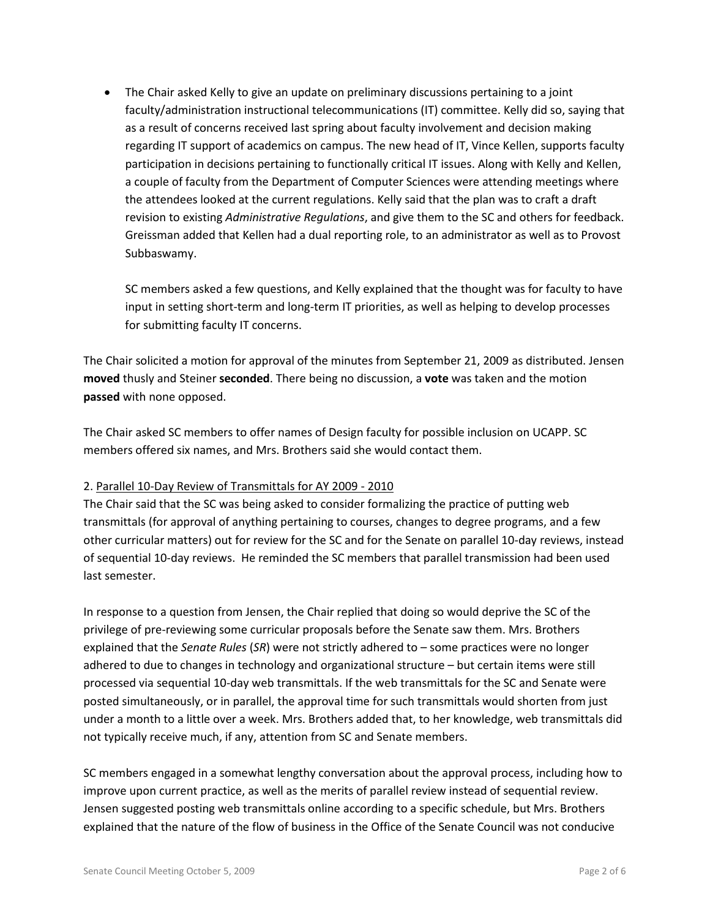- The Chair asked Kelly to give an update on preliminary discussions pertaining to a joint faculty/administration instructional telecommunications (IT) committee. Kelly did so, saying that as a result of concerns received last spring about faculty involvement and decision making regarding IT support of academics on campus. The new head of IT, Vince Kellen, supports faculty participation in decisions pertaining to functionally critical IT issues. Along with Kelly and Kellen, a couple of faculty from the Department of Computer Sciences were attending meetings where the attendees looked at the current regulations. Kelly said that the plan was to craft a draft revision to existing *Administrative Regulations*, and give them to the SC and others for feedback. Greissman added that Kellen had a dual reporting role, to an administrator as well as to Provost Subbaswamy.

  SC members asked a few questions, and Kelly explained that the thought was for faculty to have input in setting short-term and long-term IT priorities, as well as helping to develop processes for submitting faculty IT concerns.

The Chair solicited a motion for approval of the minutes from September 21, 2009 as distributed. Jensen **moved** thusly and Steiner **seconded**. There being no discussion, a **vote** was taken and the motion **passed** with none opposed.

The Chair asked SC members to offer names of Design faculty for possible inclusion on UCAPP. SC members offered six names, and Mrs. Brothers said she would contact them.

2. <u>Parallel 10-Day Review of Transmittals for AY 2009 - 2010</u>

The Chair said that the SC was being asked to consider formalizing the practice of putting web transmittals (for approval of anything pertaining to courses, changes to degree programs, and a few other curricular matters) out for review for the SC and for the Senate on parallel 10-day reviews, instead of sequential 10-day reviews. He reminded the SC members that parallel transmission had been used last semester.

In response to a question from Jensen, the Chair replied that doing so would deprive the SC of the privilege of pre-reviewing some curricular proposals before the Senate saw them. Mrs. Brothers explained that the *Senate Rules* (*SR*) were not strictly adhered to – some practices were no longer adhered to due to changes in technology and organizational structure – but certain items were still processed via sequential 10-day web transmittals. If the web transmittals for the SC and Senate were posted simultaneously, or in parallel, the approval time for such transmittals would shorten from just under a month to a little over a week. Mrs. Brothers added that, to her knowledge, web transmittals did not typically receive much, if any, attention from SC and Senate members.

SC members engaged in a somewhat lengthy conversation about the approval process, including how to improve upon current practice, as well as the merits of parallel review instead of sequential review. Jensen suggested posting web transmittals online according to a specific schedule, but Mrs. Brothers explained that the nature of the flow of business in the Office of the Senate Council was not conducive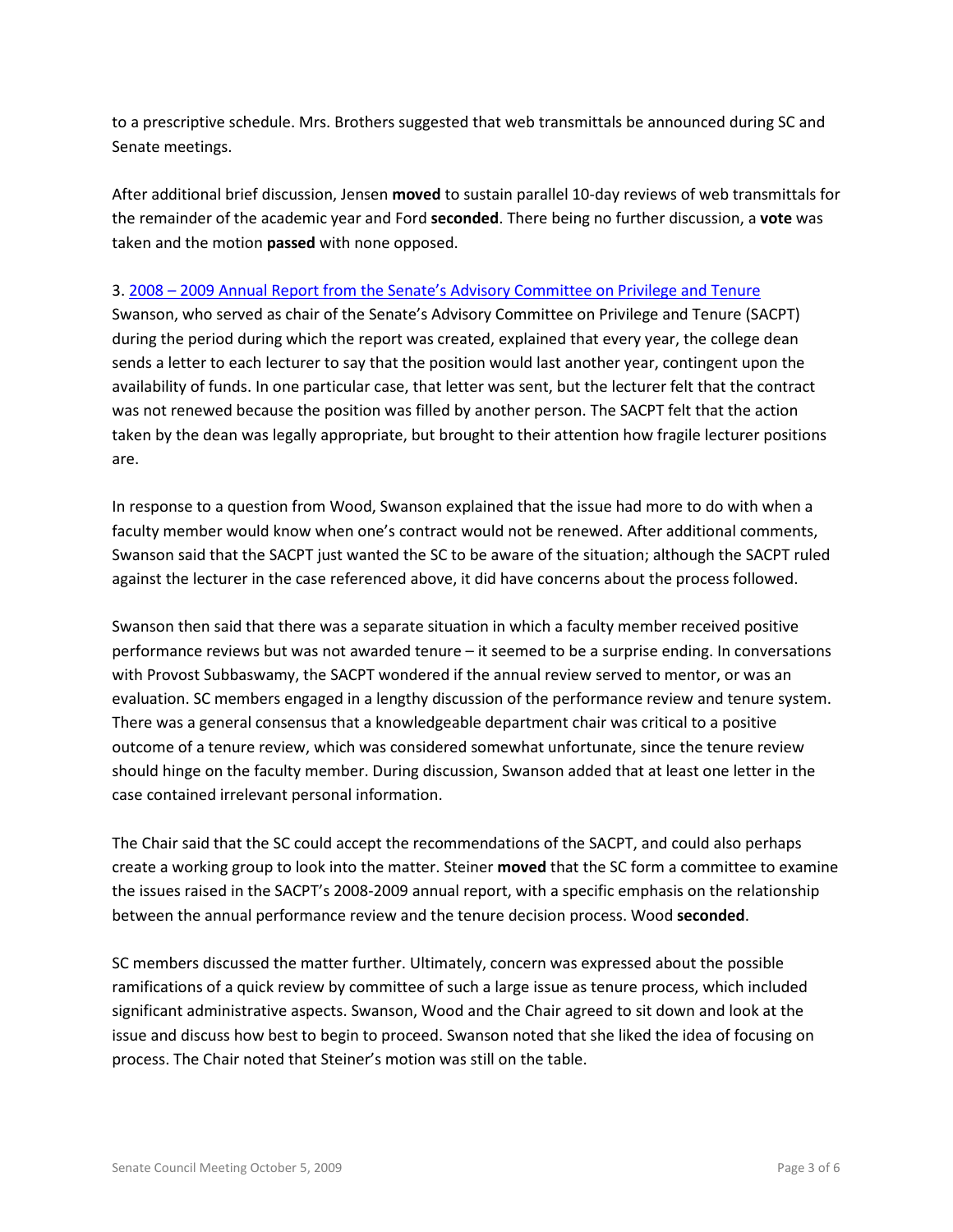to a prescriptive schedule. Mrs. Brothers suggested that web transmittals be announced during SC and Senate meetings.

After additional brief discussion, Jensen **moved** to sustain parallel 10-day reviews of web transmittals for the remainder of the academic year and Ford **seconded**. There being no further discussion, a **vote** was taken and the motion **passed** with none opposed.

3. 2008 – 2009 Annual Report from the Senate's Advisory Committee on Privilege and Tenure

Swanson, who served as chair of the Senate's Advisory Committee on Privilege and Tenure (SACPT) during the period during which the report was created, explained that every year, the college dean sends a letter to each lecturer to say that the position would last another year, contingent upon the availability of funds. In one particular case, that letter was sent, but the lecturer felt that the contract was not renewed because the position was filled by another person. The SACPT felt that the action taken by the dean was legally appropriate, but brought to their attention how fragile lecturer positions are.

In response to a question from Wood, Swanson explained that the issue had more to do with when a faculty member would know when one's contract would not be renewed. After additional comments, Swanson said that the SACPT just wanted the SC to be aware of the situation; although the SACPT ruled against the lecturer in the case referenced above, it did have concerns about the process followed.

Swanson then said that there was a separate situation in which a faculty member received positive performance reviews but was not awarded tenure – it seemed to be a surprise ending. In conversations with Provost Subbaswamy, the SACPT wondered if the annual review served to mentor, or was an evaluation. SC members engaged in a lengthy discussion of the performance review and tenure system. There was a general consensus that a knowledgeable department chair was critical to a positive outcome of a tenure review, which was considered somewhat unfortunate, since the tenure review should hinge on the faculty member. During discussion, Swanson added that at least one letter in the case contained irrelevant personal information.

The Chair said that the SC could accept the recommendations of the SACPT, and could also perhaps create a working group to look into the matter. Steiner **moved** that the SC form a committee to examine the issues raised in the SACPT's 2008-2009 annual report, with a specific emphasis on the relationship between the annual performance review and the tenure decision process. Wood **seconded**.

SC members discussed the matter further. Ultimately, concern was expressed about the possible ramifications of a quick review by committee of such a large issue as tenure process, which included significant administrative aspects. Swanson, Wood and the Chair agreed to sit down and look at the issue and discuss how best to begin to proceed. Swanson noted that she liked the idea of focusing on process. The Chair noted that Steiner's motion was still on the table.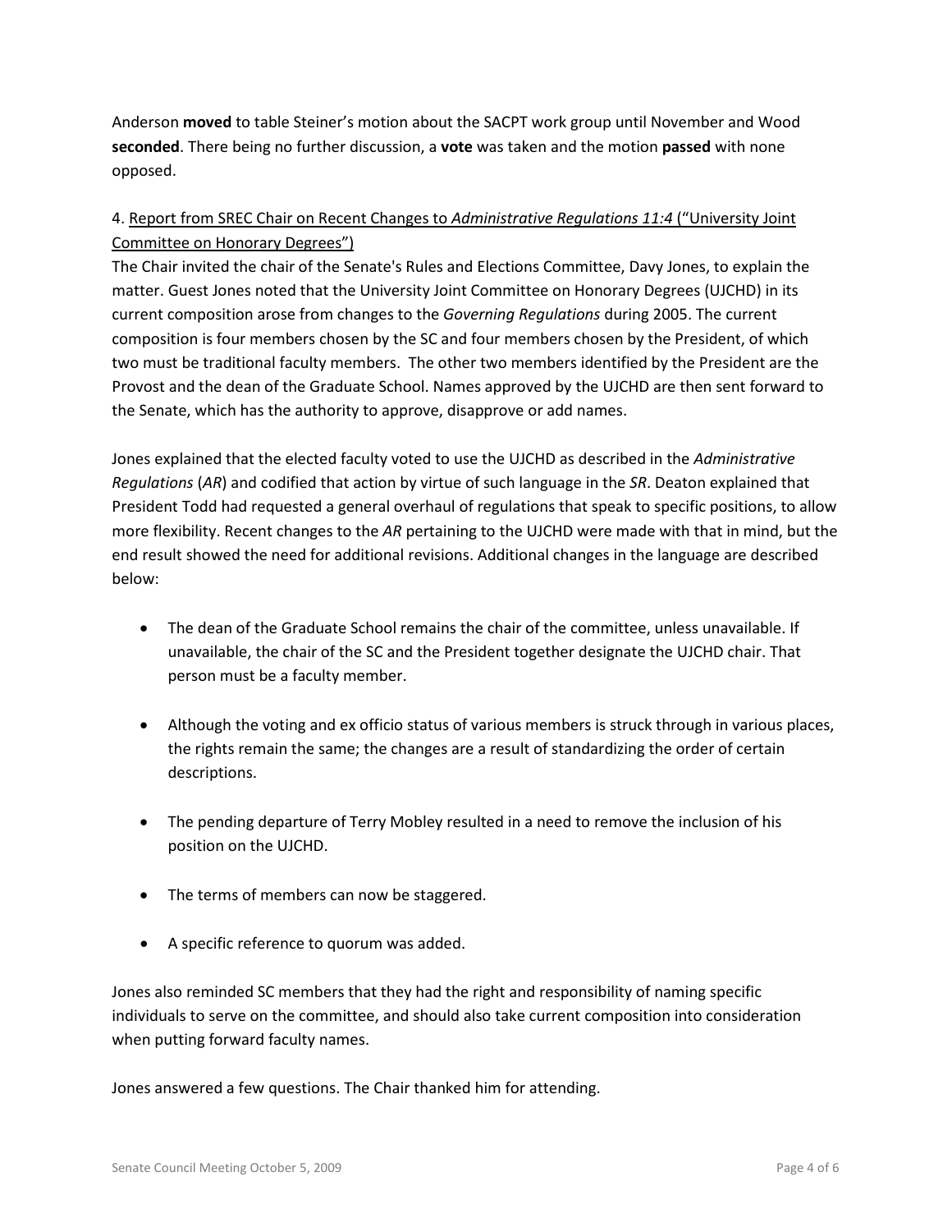Anderson **moved** to table Steiner's motion about the SACPT work group until November and Wood **seconded**. There being no further discussion, a **vote** was taken and the motion **passed** with none opposed.

4. Report from SREC Chair on Recent Changes to *Administrative Regulations 11:4* ("University Joint Committee on Honorary Degrees")

The Chair invited the chair of the Senate's Rules and Elections Committee, Davy Jones, to explain the matter. Guest Jones noted that the University Joint Committee on Honorary Degrees (UJCHD) in its current composition arose from changes to the *Governing Regulations* during 2005. The current composition is four members chosen by the SC and four members chosen by the President, of which two must be traditional faculty members. The other two members identified by the President are the Provost and the dean of the Graduate School. Names approved by the UJCHD are then sent forward to the Senate, which has the authority to approve, disapprove or add names.

Jones explained that the elected faculty voted to use the UJCHD as described in the *Administrative Regulations* (*AR*) and codified that action by virtue of such language in the *SR*. Deaton explained that President Todd had requested a general overhaul of regulations that speak to specific positions, to allow more flexibility. Recent changes to the *AR* pertaining to the UJCHD were made with that in mind, but the end result showed the need for additional revisions. Additional changes in the language are described below:

- The dean of the Graduate School remains the chair of the committee, unless unavailable. If unavailable, the chair of the SC and the President together designate the UJCHD chair. That person must be a faculty member.

- Although the voting and ex officio status of various members is struck through in various places, the rights remain the same; the changes are a result of standardizing the order of certain descriptions.

- The pending departure of Terry Mobley resulted in a need to remove the inclusion of his position on the UJCHD.

- The terms of members can now be staggered.

- A specific reference to quorum was added.

Jones also reminded SC members that they had the right and responsibility of naming specific individuals to serve on the committee, and should also take current composition into consideration when putting forward faculty names.

Jones answered a few questions. The Chair thanked him for attending.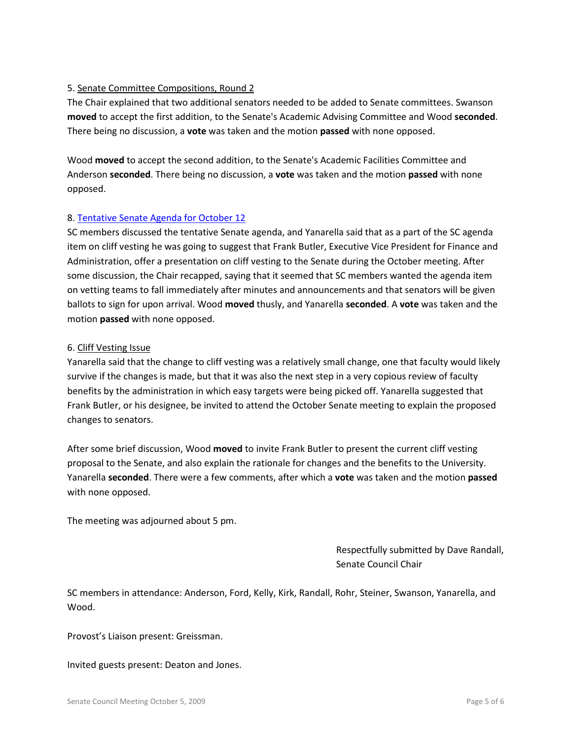5. Senate Committee Compositions, Round 2

The Chair explained that two additional senators needed to be added to Senate committees. Swanson **moved** to accept the first addition, to the Senate's Academic Advising Committee and Wood **seconded**. There being no discussion, a **vote** was taken and the motion **passed** with none opposed.

Wood **moved** to accept the second addition, to the Senate's Academic Facilities Committee and Anderson **seconded**. There being no discussion, a **vote** was taken and the motion **passed** with none opposed.

8. Tentative Senate Agenda for October 12

SC members discussed the tentative Senate agenda, and Yanarella said that as a part of the SC agenda item on cliff vesting he was going to suggest that Frank Butler, Executive Vice President for Finance and Administration, offer a presentation on cliff vesting to the Senate during the October meeting. After some discussion, the Chair recapped, saying that it seemed that SC members wanted the agenda item on vetting teams to fall immediately after minutes and announcements and that senators will be given ballots to sign for upon arrival. Wood **moved** thusly, and Yanarella **seconded**. A **vote** was taken and the motion **passed** with none opposed.

6. Cliff Vesting Issue

Yanarella said that the change to cliff vesting was a relatively small change, one that faculty would likely survive if the changes is made, but that it was also the next step in a very copious review of faculty benefits by the administration in which easy targets were being picked off. Yanarella suggested that Frank Butler, or his designee, be invited to attend the October Senate meeting to explain the proposed changes to senators.

After some brief discussion, Wood **moved** to invite Frank Butler to present the current cliff vesting proposal to the Senate, and also explain the rationale for changes and the benefits to the University. Yanarella **seconded**. There were a few comments, after which a **vote** was taken and the motion **passed** with none opposed.

The meeting was adjourned about 5 pm.

Respectfully submitted by Dave Randall,
Senate Council Chair

SC members in attendance: Anderson, Ford, Kelly, Kirk, Randall, Rohr, Steiner, Swanson, Yanarella, and Wood.

Provost's Liaison present: Greissman.

Invited guests present: Deaton and Jones.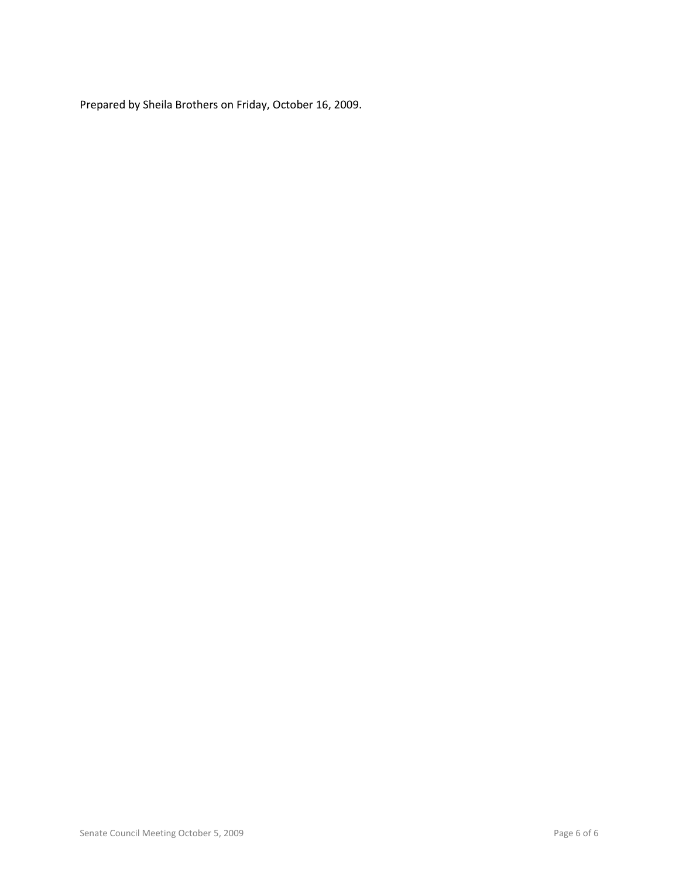Prepared by Sheila Brothers on Friday, October 16, 2009.